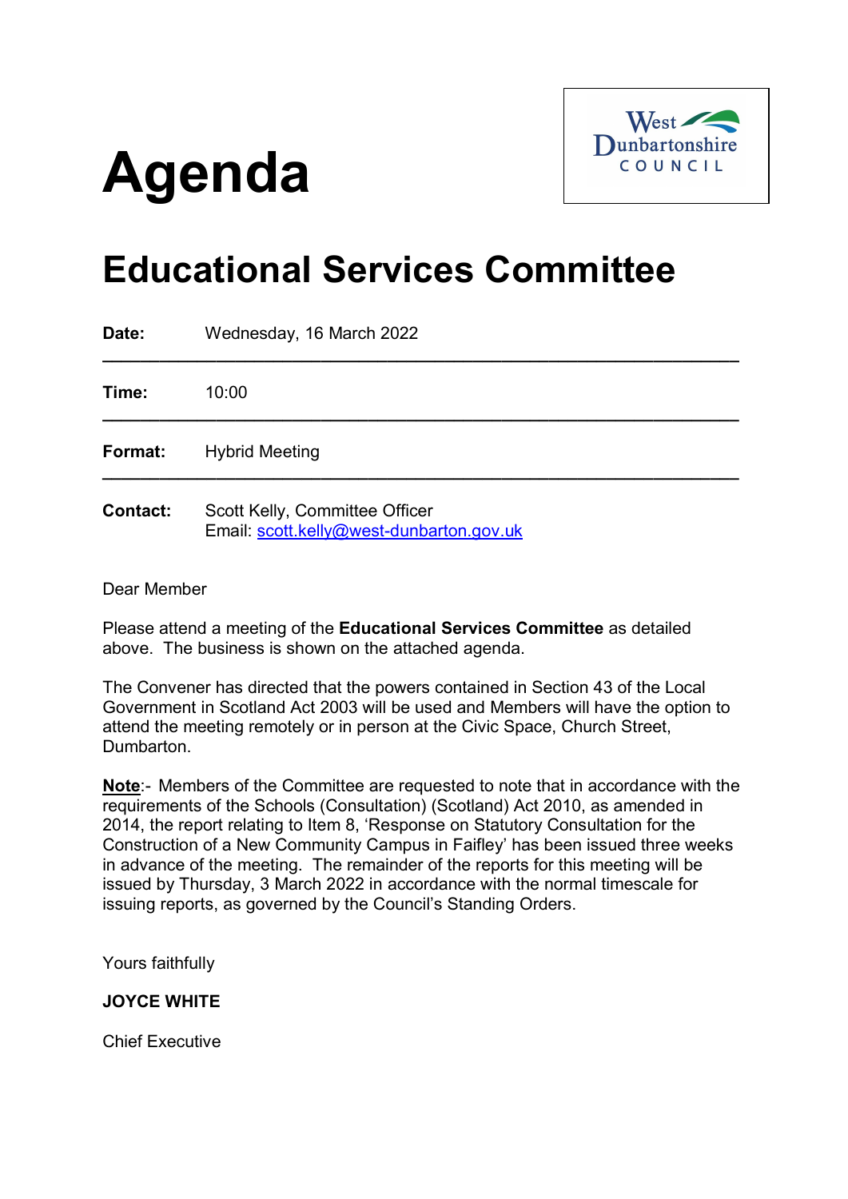# Agenda

West Dunbartonshire COUNCIL

## Educational Services Committee

**Date:** Wednesday, 16 March 2022

---

**Time:** 10:00

---

**Format:** Hybrid Meeting

---

**Contact:** Scott Kelly, Committee Officer
Email: scott.kelly@west-dunbarton.gov.uk

Dear Member

Please attend a meeting of the **Educational Services Committee** as detailed above. The business is shown on the attached agenda.

The Convener has directed that the powers contained in Section 43 of the Local Government in Scotland Act 2003 will be used and Members will have the option to attend the meeting remotely or in person at the Civic Space, Church Street, Dumbarton.

**Note**:- Members of the Committee are requested to note that in accordance with the requirements of the Schools (Consultation) (Scotland) Act 2010, as amended in 2014, the report relating to Item 8, 'Response on Statutory Consultation for the Construction of a New Community Campus in Faifley' has been issued three weeks in advance of the meeting. The remainder of the reports for this meeting will be issued by Thursday, 3 March 2022 in accordance with the normal timescale for issuing reports, as governed by the Council's Standing Orders.

Yours faithfully

**JOYCE WHITE**

Chief Executive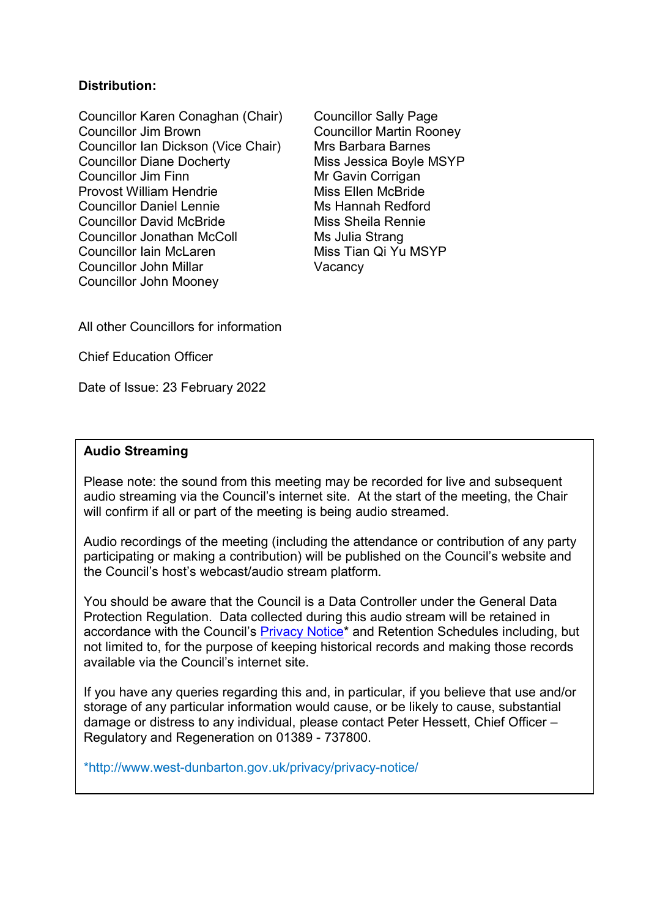**Distribution:**

Councillor Karen Conaghan (Chair)
Councillor Jim Brown
Councillor Ian Dickson (Vice Chair)
Councillor Diane Docherty
Councillor Jim Finn
Provost William Hendrie
Councillor Daniel Lennie
Councillor David McBride
Councillor Jonathan McColl
Councillor Iain McLaren
Councillor John Millar
Councillor John Mooney
Councillor Sally Page
Councillor Martin Rooney
Mrs Barbara Barnes
Miss Jessica Boyle MSYP
Mr Gavin Corrigan
Miss Ellen McBride
Ms Hannah Redford
Miss Sheila Rennie
Ms Julia Strang
Miss Tian Qi Yu MSYP
Vacancy

All other Councillors for information

Chief Education Officer

Date of Issue: 23 February 2022

**Audio Streaming**

Please note: the sound from this meeting may be recorded for live and subsequent audio streaming via the Council's internet site. At the start of the meeting, the Chair will confirm if all or part of the meeting is being audio streamed.

Audio recordings of the meeting (including the attendance or contribution of any party participating or making a contribution) will be published on the Council's website and the Council's host's webcast/audio stream platform.

You should be aware that the Council is a Data Controller under the General Data Protection Regulation. Data collected during this audio stream will be retained in accordance with the Council's Privacy Notice* and Retention Schedules including, but not limited to, for the purpose of keeping historical records and making those records available via the Council's internet site.

If you have any queries regarding this and, in particular, if you believe that use and/or storage of any particular information would cause, or be likely to cause, substantial damage or distress to any individual, please contact Peter Hessett, Chief Officer – Regulatory and Regeneration on 01389 - 737800.

*http://www.west-dunbarton.gov.uk/privacy/privacy-notice/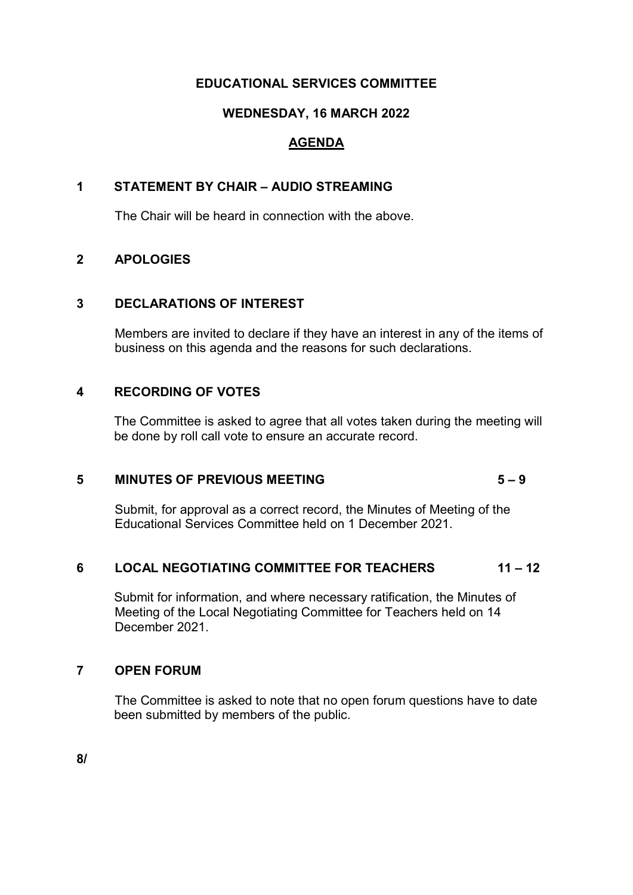**EDUCATIONAL SERVICES COMMITTEE**

**WEDNESDAY, 16 MARCH 2022**

**AGENDA**

**1 STATEMENT BY CHAIR – AUDIO STREAMING**

The Chair will be heard in connection with the above.

**2 APOLOGIES**

**3 DECLARATIONS OF INTEREST**

Members are invited to declare if they have an interest in any of the items of business on this agenda and the reasons for such declarations.

**4 RECORDING OF VOTES**

The Committee is asked to agree that all votes taken during the meeting will be done by roll call vote to ensure an accurate record.

**5 MINUTES OF PREVIOUS MEETING 5 – 9**

Submit, for approval as a correct record, the Minutes of Meeting of the Educational Services Committee held on 1 December 2021.

**6 LOCAL NEGOTIATING COMMITTEE FOR TEACHERS 11 – 12**

Submit for information, and where necessary ratification, the Minutes of Meeting of the Local Negotiating Committee for Teachers held on 14 December 2021.

**7 OPEN FORUM**

The Committee is asked to note that no open forum questions have to date been submitted by members of the public.

**8/**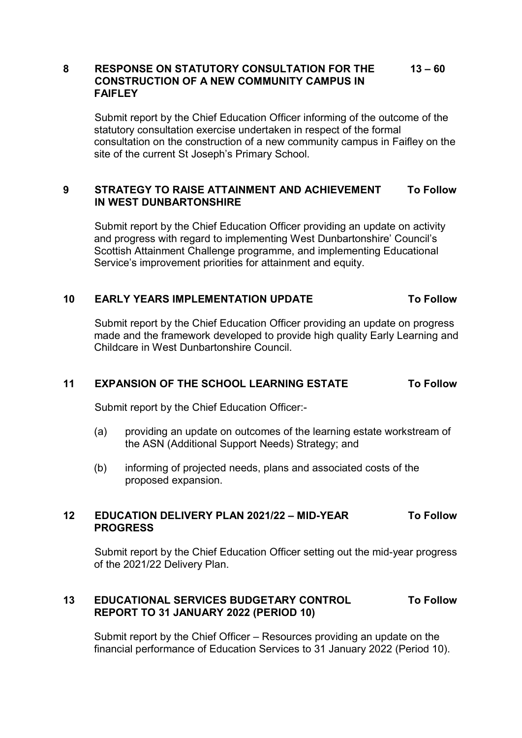**8 RESPONSE ON STATUTORY CONSULTATION FOR THE CONSTRUCTION OF A NEW COMMUNITY CAMPUS IN FAIFLEY** **13 – 60**

Submit report by the Chief Education Officer informing of the outcome of the statutory consultation exercise undertaken in respect of the formal consultation on the construction of a new community campus in Faifley on the site of the current St Joseph's Primary School.

**9 STRATEGY TO RAISE ATTAINMENT AND ACHIEVEMENT IN WEST DUNBARTONSHIRE** **To Follow**

Submit report by the Chief Education Officer providing an update on activity and progress with regard to implementing West Dunbartonshire' Council's Scottish Attainment Challenge programme, and implementing Educational Service's improvement priorities for attainment and equity.

**10 EARLY YEARS IMPLEMENTATION UPDATE** **To Follow**

Submit report by the Chief Education Officer providing an update on progress made and the framework developed to provide high quality Early Learning and Childcare in West Dunbartonshire Council.

**11 EXPANSION OF THE SCHOOL LEARNING ESTATE** **To Follow**

Submit report by the Chief Education Officer:-

(a) providing an update on outcomes of the learning estate workstream of the ASN (Additional Support Needs) Strategy; and

(b) informing of projected needs, plans and associated costs of the proposed expansion.

**12 EDUCATION DELIVERY PLAN 2021/22 – MID-YEAR PROGRESS** **To Follow**

Submit report by the Chief Education Officer setting out the mid-year progress of the 2021/22 Delivery Plan.

**13 EDUCATIONAL SERVICES BUDGETARY CONTROL REPORT TO 31 JANUARY 2022 (PERIOD 10)** **To Follow**

Submit report by the Chief Officer – Resources providing an update on the financial performance of Education Services to 31 January 2022 (Period 10).